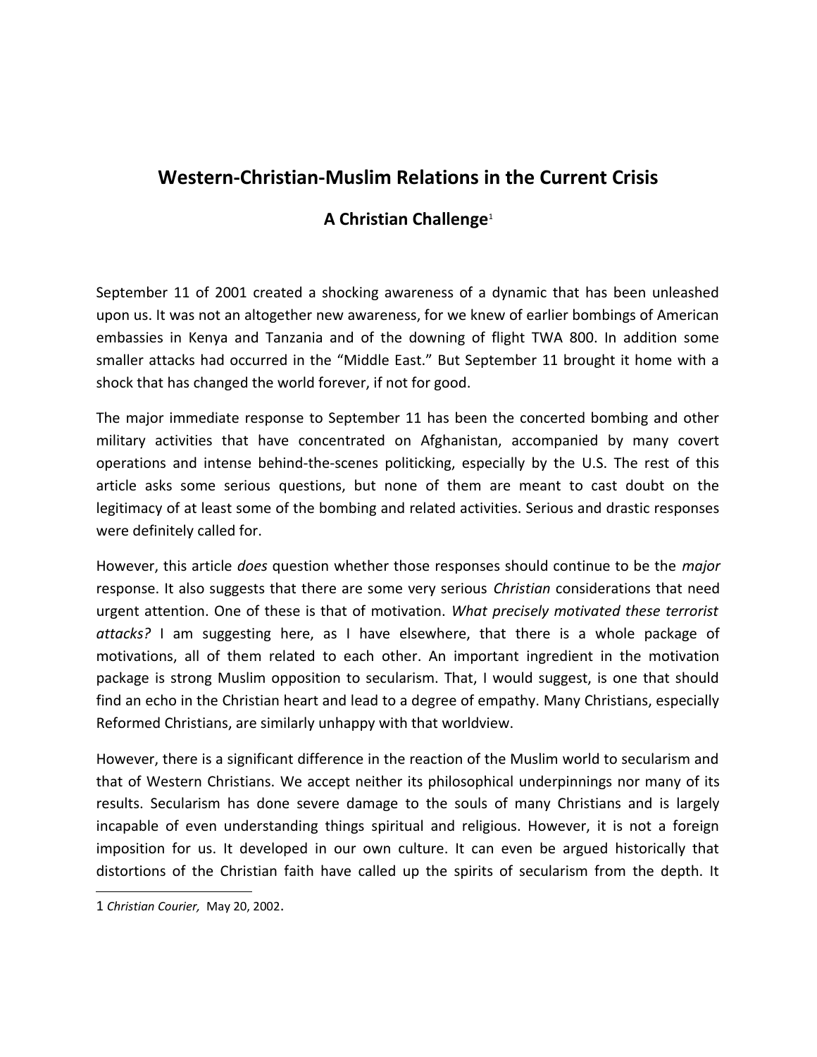# Western-Christian-Muslim Relations in the Current Crisis

## A Christian Challenge[1]

September 11 of 2001 created a shocking awareness of a dynamic that has been unleashed upon us. It was not an altogether new awareness, for we knew of earlier bombings of American embassies in Kenya and Tanzania and of the downing of flight TWA 800. In addition some smaller attacks had occurred in the "Middle East." But September 11 brought it home with a shock that has changed the world forever, if not for good.

The major immediate response to September 11 has been the concerted bombing and other military activities that have concentrated on Afghanistan, accompanied by many covert operations and intense behind-the-scenes politicking, especially by the U.S. The rest of this article asks some serious questions, but none of them are meant to cast doubt on the legitimacy of at least some of the bombing and related activities. Serious and drastic responses were definitely called for.

However, this article *does* question whether those responses should continue to be the *major* response. It also suggests that there are some very serious *Christian* considerations that need urgent attention. One of these is that of motivation. *What precisely motivated these terrorist attacks?* I am suggesting here, as I have elsewhere, that there is a whole package of motivations, all of them related to each other. An important ingredient in the motivation package is strong Muslim opposition to secularism. That, I would suggest, is one that should find an echo in the Christian heart and lead to a degree of empathy. Many Christians, especially Reformed Christians, are similarly unhappy with that worldview.

However, there is a significant difference in the reaction of the Muslim world to secularism and that of Western Christians. We accept neither its philosophical underpinnings nor many of its results. Secularism has done severe damage to the souls of many Christians and is largely incapable of even understanding things spiritual and religious. However, it is not a foreign imposition for us. It developed in our own culture. It can even be argued historically that distortions of the Christian faith have called up the spirits of secularism from the depth. It

---

1 *Christian Courier,* May 20, 2002.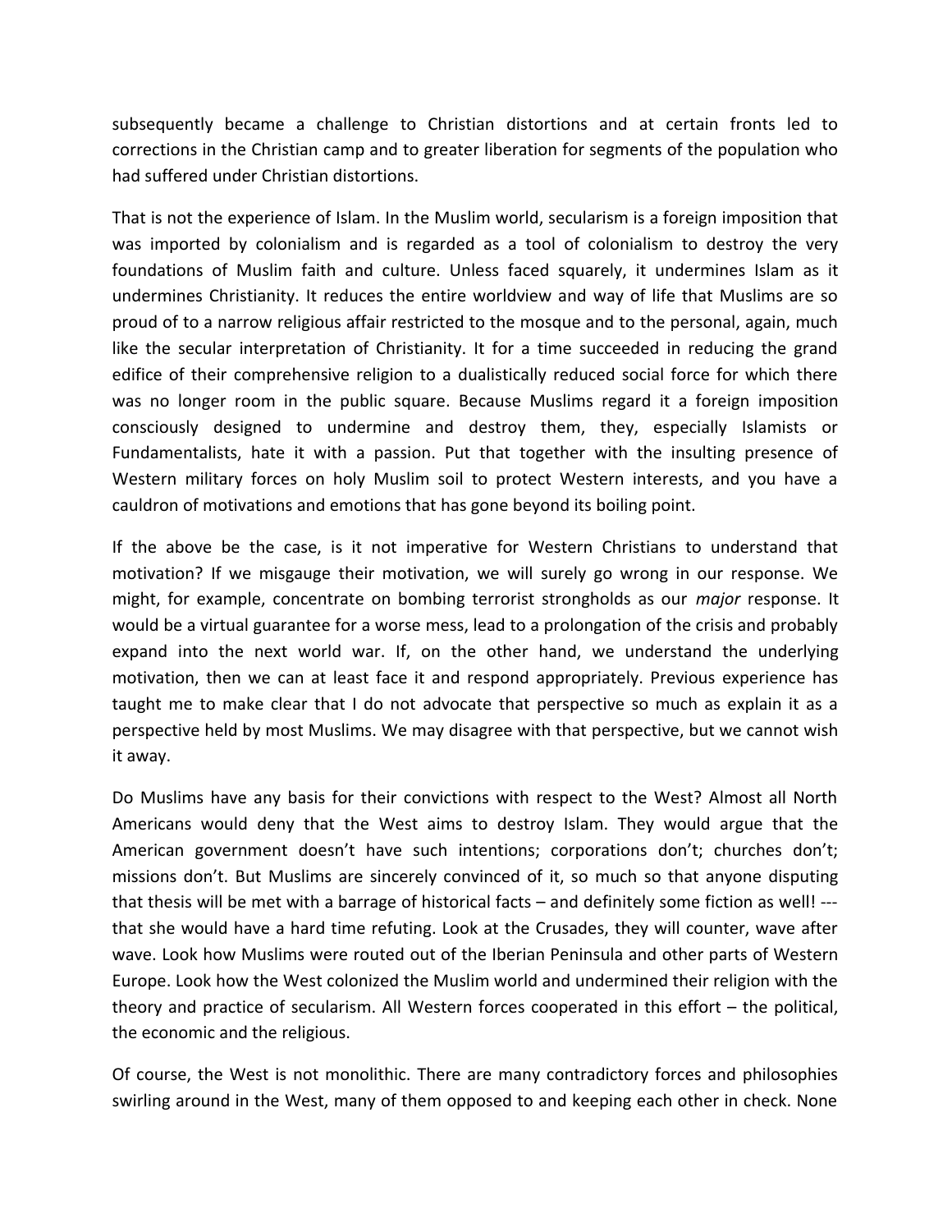subsequently became a challenge to Christian distortions and at certain fronts led to corrections in the Christian camp and to greater liberation for segments of the population who had suffered under Christian distortions.

That is not the experience of Islam. In the Muslim world, secularism is a foreign imposition that was imported by colonialism and is regarded as a tool of colonialism to destroy the very foundations of Muslim faith and culture. Unless faced squarely, it undermines Islam as it undermines Christianity. It reduces the entire worldview and way of life that Muslims are so proud of to a narrow religious affair restricted to the mosque and to the personal, again, much like the secular interpretation of Christianity. It for a time succeeded in reducing the grand edifice of their comprehensive religion to a dualistically reduced social force for which there was no longer room in the public square. Because Muslims regard it a foreign imposition consciously designed to undermine and destroy them, they, especially Islamists or Fundamentalists, hate it with a passion. Put that together with the insulting presence of Western military forces on holy Muslim soil to protect Western interests, and you have a cauldron of motivations and emotions that has gone beyond its boiling point.

If the above be the case, is it not imperative for Western Christians to understand that motivation? If we misgauge their motivation, we will surely go wrong in our response. We might, for example, concentrate on bombing terrorist strongholds as our *major* response. It would be a virtual guarantee for a worse mess, lead to a prolongation of the crisis and probably expand into the next world war. If, on the other hand, we understand the underlying motivation, then we can at least face it and respond appropriately. Previous experience has taught me to make clear that I do not advocate that perspective so much as explain it as a perspective held by most Muslims. We may disagree with that perspective, but we cannot wish it away.

Do Muslims have any basis for their convictions with respect to the West? Almost all North Americans would deny that the West aims to destroy Islam. They would argue that the American government doesn't have such intentions; corporations don't; churches don't; missions don't. But Muslims are sincerely convinced of it, so much so that anyone disputing that thesis will be met with a barrage of historical facts – and definitely some fiction as well! --- that she would have a hard time refuting. Look at the Crusades, they will counter, wave after wave. Look how Muslims were routed out of the Iberian Peninsula and other parts of Western Europe. Look how the West colonized the Muslim world and undermined their religion with the theory and practice of secularism. All Western forces cooperated in this effort – the political, the economic and the religious.

Of course, the West is not monolithic. There are many contradictory forces and philosophies swirling around in the West, many of them opposed to and keeping each other in check. None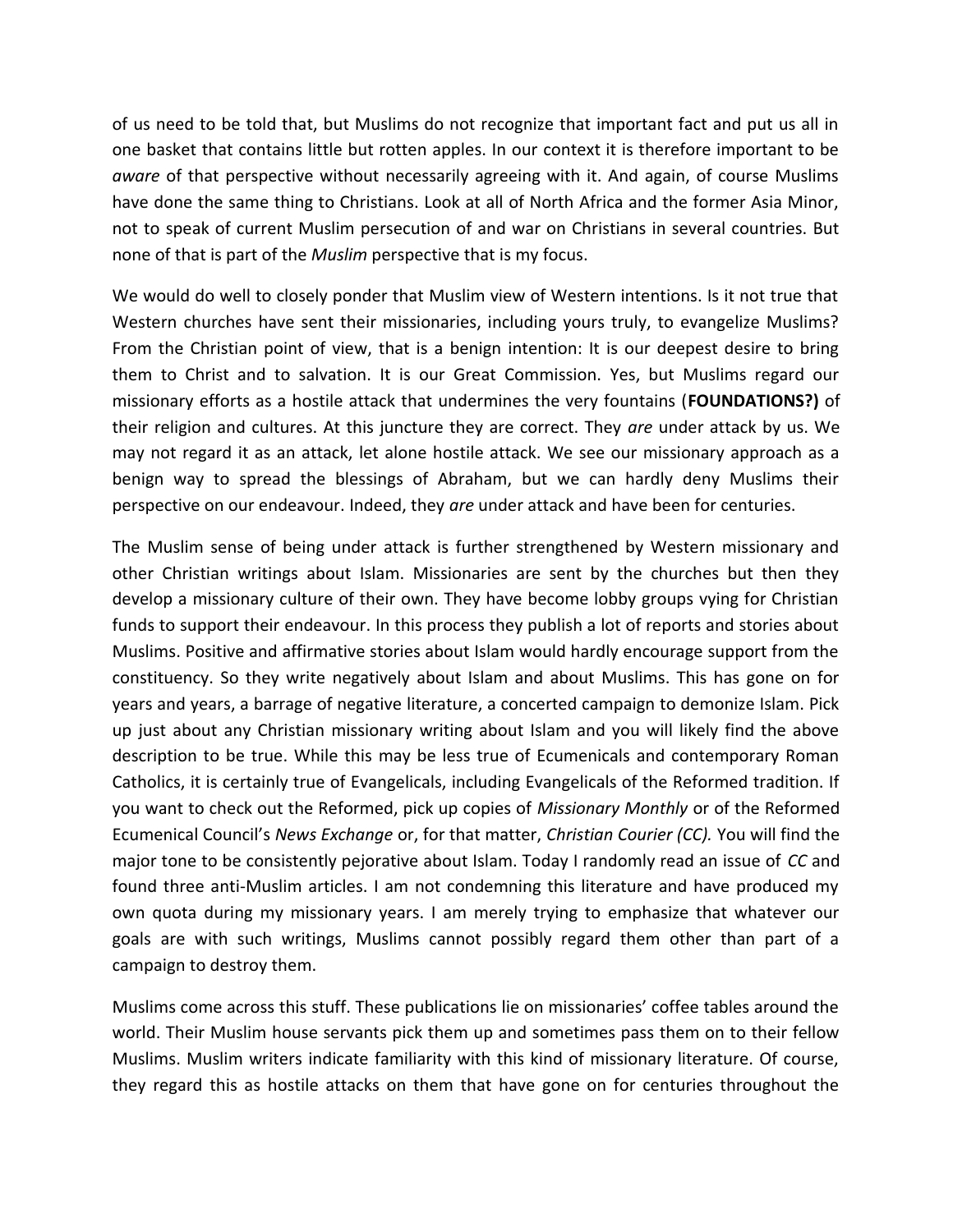of us need to be told that, but Muslims do not recognize that important fact and put us all in one basket that contains little but rotten apples. In our context it is therefore important to be *aware* of that perspective without necessarily agreeing with it. And again, of course Muslims have done the same thing to Christians. Look at all of North Africa and the former Asia Minor, not to speak of current Muslim persecution of and war on Christians in several countries. But none of that is part of the *Muslim* perspective that is my focus.

We would do well to closely ponder that Muslim view of Western intentions. Is it not true that Western churches have sent their missionaries, including yours truly, to evangelize Muslims? From the Christian point of view, that is a benign intention: It is our deepest desire to bring them to Christ and to salvation. It is our Great Commission. Yes, but Muslims regard our missionary efforts as a hostile attack that undermines the very fountains (**FOUNDATIONS?)** of their religion and cultures. At this juncture they are correct. They *are* under attack by us. We may not regard it as an attack, let alone hostile attack. We see our missionary approach as a benign way to spread the blessings of Abraham, but we can hardly deny Muslims their perspective on our endeavour. Indeed, they *are* under attack and have been for centuries.

The Muslim sense of being under attack is further strengthened by Western missionary and other Christian writings about Islam. Missionaries are sent by the churches but then they develop a missionary culture of their own. They have become lobby groups vying for Christian funds to support their endeavour. In this process they publish a lot of reports and stories about Muslims. Positive and affirmative stories about Islam would hardly encourage support from the constituency. So they write negatively about Islam and about Muslims. This has gone on for years and years, a barrage of negative literature, a concerted campaign to demonize Islam. Pick up just about any Christian missionary writing about Islam and you will likely find the above description to be true. While this may be less true of Ecumenicals and contemporary Roman Catholics, it is certainly true of Evangelicals, including Evangelicals of the Reformed tradition. If you want to check out the Reformed, pick up copies of *Missionary Monthly* or of the Reformed Ecumenical Council's *News Exchange* or, for that matter, *Christian Courier (CC).* You will find the major tone to be consistently pejorative about Islam. Today I randomly read an issue of *CC* and found three anti-Muslim articles. I am not condemning this literature and have produced my own quota during my missionary years. I am merely trying to emphasize that whatever our goals are with such writings, Muslims cannot possibly regard them other than part of a campaign to destroy them.

Muslims come across this stuff. These publications lie on missionaries' coffee tables around the world. Their Muslim house servants pick them up and sometimes pass them on to their fellow Muslims. Muslim writers indicate familiarity with this kind of missionary literature. Of course, they regard this as hostile attacks on them that have gone on for centuries throughout the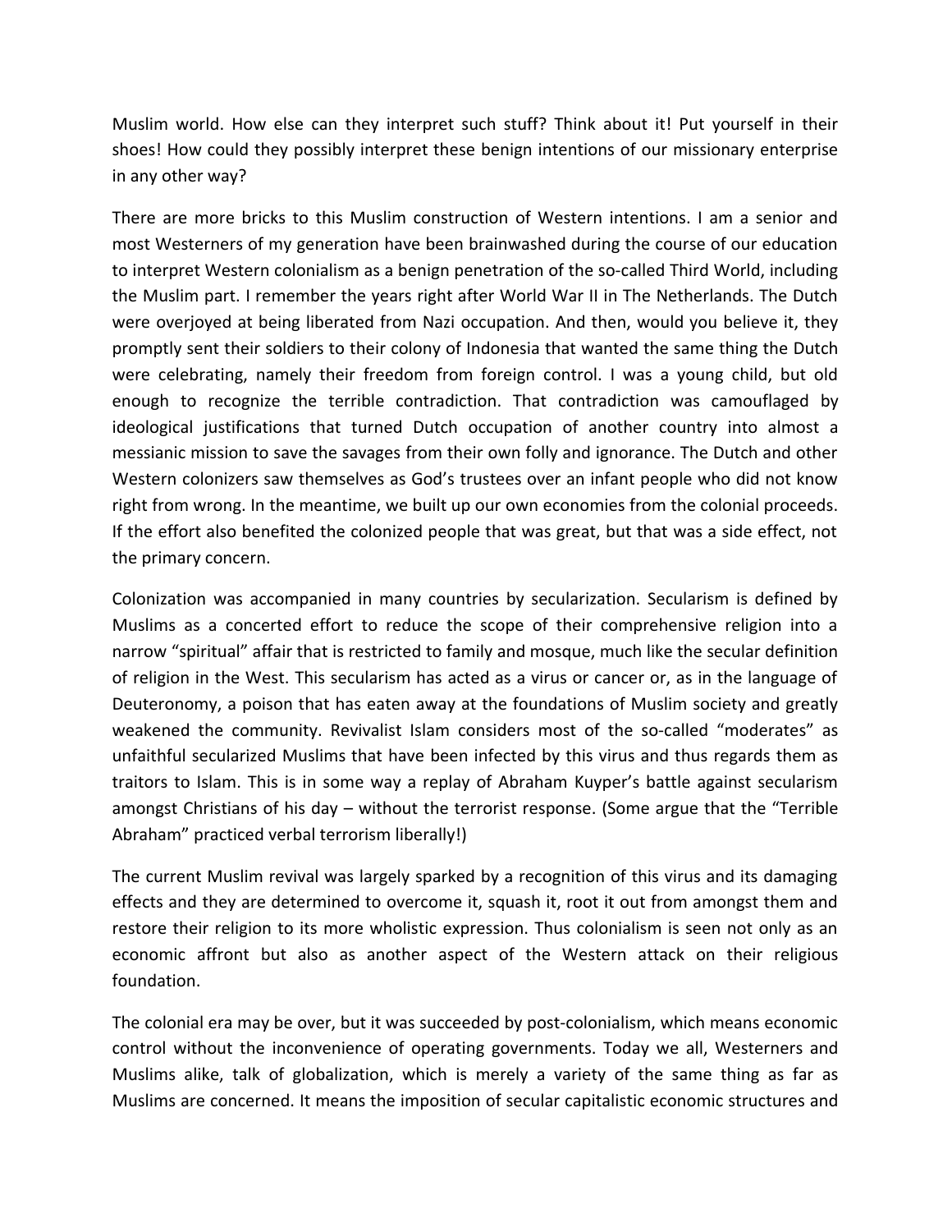Muslim world. How else can they interpret such stuff? Think about it! Put yourself in their shoes! How could they possibly interpret these benign intentions of our missionary enterprise in any other way?

There are more bricks to this Muslim construction of Western intentions. I am a senior and most Westerners of my generation have been brainwashed during the course of our education to interpret Western colonialism as a benign penetration of the so-called Third World, including the Muslim part. I remember the years right after World War II in The Netherlands. The Dutch were overjoyed at being liberated from Nazi occupation. And then, would you believe it, they promptly sent their soldiers to their colony of Indonesia that wanted the same thing the Dutch were celebrating, namely their freedom from foreign control. I was a young child, but old enough to recognize the terrible contradiction. That contradiction was camouflaged by ideological justifications that turned Dutch occupation of another country into almost a messianic mission to save the savages from their own folly and ignorance. The Dutch and other Western colonizers saw themselves as God's trustees over an infant people who did not know right from wrong. In the meantime, we built up our own economies from the colonial proceeds. If the effort also benefited the colonized people that was great, but that was a side effect, not the primary concern.

Colonization was accompanied in many countries by secularization. Secularism is defined by Muslims as a concerted effort to reduce the scope of their comprehensive religion into a narrow "spiritual" affair that is restricted to family and mosque, much like the secular definition of religion in the West. This secularism has acted as a virus or cancer or, as in the language of Deuteronomy, a poison that has eaten away at the foundations of Muslim society and greatly weakened the community. Revivalist Islam considers most of the so-called "moderates" as unfaithful secularized Muslims that have been infected by this virus and thus regards them as traitors to Islam. This is in some way a replay of Abraham Kuyper's battle against secularism amongst Christians of his day – without the terrorist response. (Some argue that the "Terrible Abraham" practiced verbal terrorism liberally!)

The current Muslim revival was largely sparked by a recognition of this virus and its damaging effects and they are determined to overcome it, squash it, root it out from amongst them and restore their religion to its more wholistic expression. Thus colonialism is seen not only as an economic affront but also as another aspect of the Western attack on their religious foundation.

The colonial era may be over, but it was succeeded by post-colonialism, which means economic control without the inconvenience of operating governments. Today we all, Westerners and Muslims alike, talk of globalization, which is merely a variety of the same thing as far as Muslims are concerned. It means the imposition of secular capitalistic economic structures and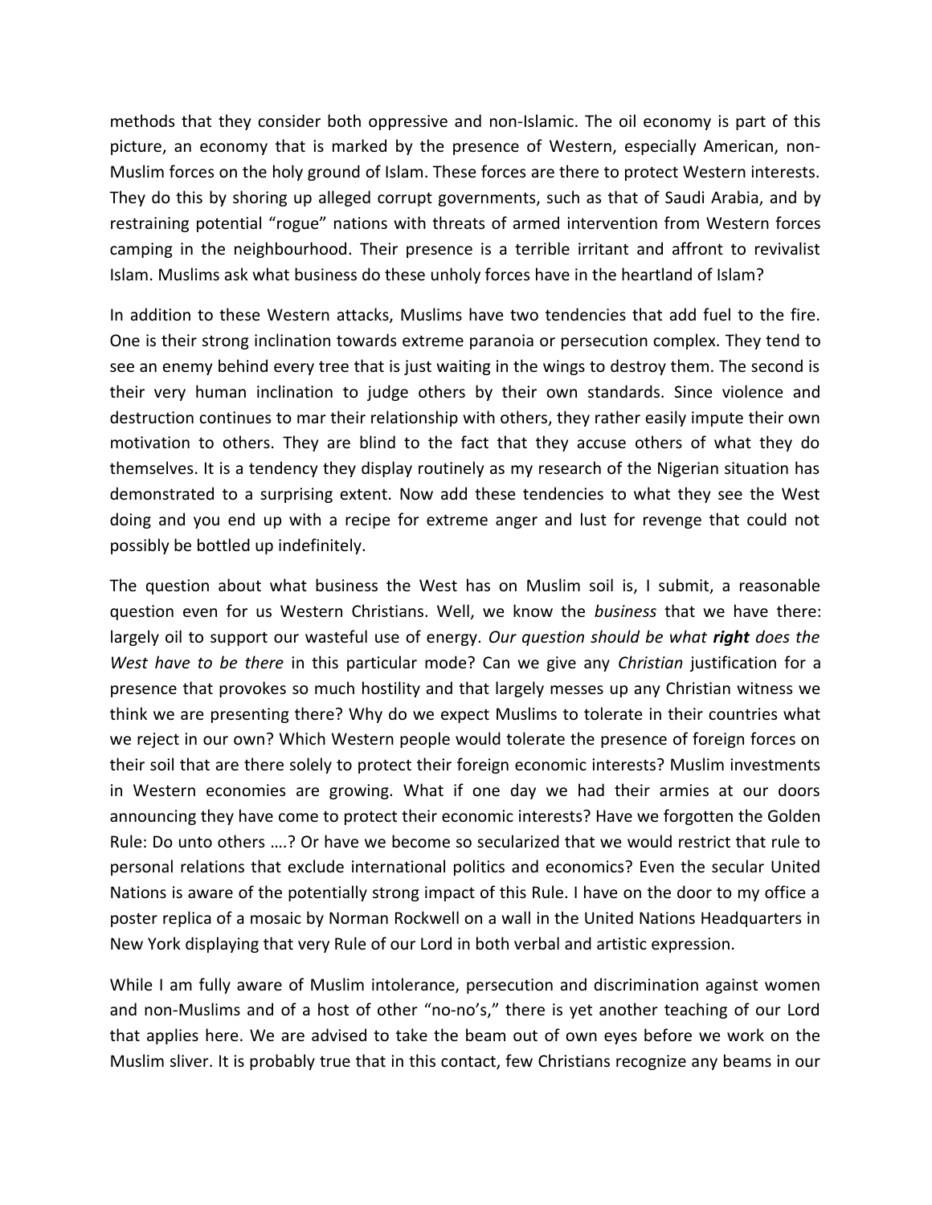methods that they consider both oppressive and non-Islamic. The oil economy is part of this picture, an economy that is marked by the presence of Western, especially American, non-Muslim forces on the holy ground of Islam. These forces are there to protect Western interests. They do this by shoring up alleged corrupt governments, such as that of Saudi Arabia, and by restraining potential "rogue" nations with threats of armed intervention from Western forces camping in the neighbourhood. Their presence is a terrible irritant and affront to revivalist Islam. Muslims ask what business do these unholy forces have in the heartland of Islam?

In addition to these Western attacks, Muslims have two tendencies that add fuel to the fire. One is their strong inclination towards extreme paranoia or persecution complex. They tend to see an enemy behind every tree that is just waiting in the wings to destroy them. The second is their very human inclination to judge others by their own standards. Since violence and destruction continues to mar their relationship with others, they rather easily impute their own motivation to others. They are blind to the fact that they accuse others of what they do themselves. It is a tendency they display routinely as my research of the Nigerian situation has demonstrated to a surprising extent. Now add these tendencies to what they see the West doing and you end up with a recipe for extreme anger and lust for revenge that could not possibly be bottled up indefinitely.

The question about what business the West has on Muslim soil is, I submit, a reasonable question even for us Western Christians. Well, we know the *business* that we have there: largely oil to support our wasteful use of energy. *Our question should be what **right** does the West have to be there* in this particular mode? Can we give any *Christian* justification for a presence that provokes so much hostility and that largely messes up any Christian witness we think we are presenting there? Why do we expect Muslims to tolerate in their countries what we reject in our own? Which Western people would tolerate the presence of foreign forces on their soil that are there solely to protect their foreign economic interests? Muslim investments in Western economies are growing. What if one day we had their armies at our doors announcing they have come to protect their economic interests? Have we forgotten the Golden Rule: Do unto others ….? Or have we become so secularized that we would restrict that rule to personal relations that exclude international politics and economics? Even the secular United Nations is aware of the potentially strong impact of this Rule. I have on the door to my office a poster replica of a mosaic by Norman Rockwell on a wall in the United Nations Headquarters in New York displaying that very Rule of our Lord in both verbal and artistic expression.

While I am fully aware of Muslim intolerance, persecution and discrimination against women and non-Muslims and of a host of other "no-no's," there is yet another teaching of our Lord that applies here. We are advised to take the beam out of own eyes before we work on the Muslim sliver. It is probably true that in this contact, few Christians recognize any beams in our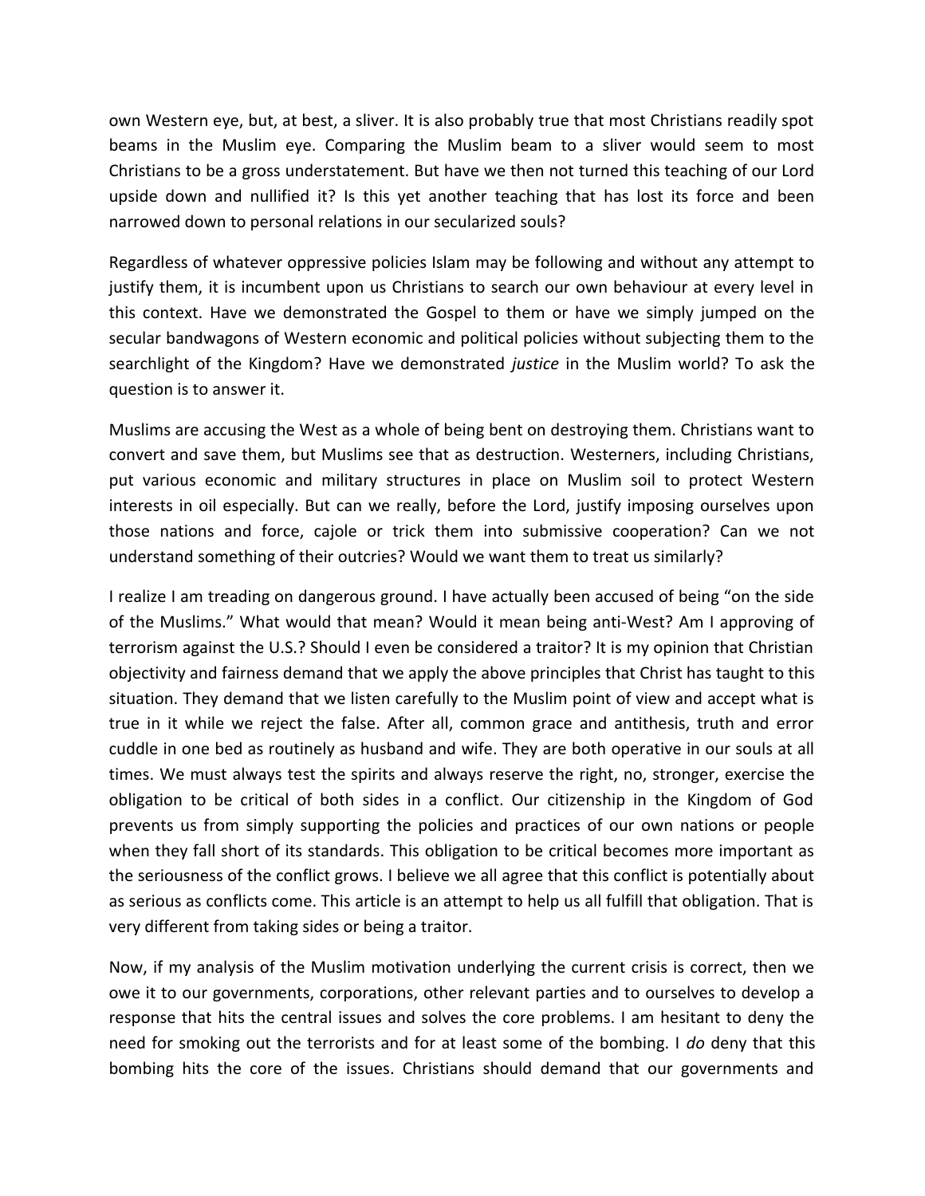own Western eye, but, at best, a sliver. It is also probably true that most Christians readily spot beams in the Muslim eye. Comparing the Muslim beam to a sliver would seem to most Christians to be a gross understatement. But have we then not turned this teaching of our Lord upside down and nullified it? Is this yet another teaching that has lost its force and been narrowed down to personal relations in our secularized souls?

Regardless of whatever oppressive policies Islam may be following and without any attempt to justify them, it is incumbent upon us Christians to search our own behaviour at every level in this context. Have we demonstrated the Gospel to them or have we simply jumped on the secular bandwagons of Western economic and political policies without subjecting them to the searchlight of the Kingdom? Have we demonstrated *justice* in the Muslim world? To ask the question is to answer it.

Muslims are accusing the West as a whole of being bent on destroying them. Christians want to convert and save them, but Muslims see that as destruction. Westerners, including Christians, put various economic and military structures in place on Muslim soil to protect Western interests in oil especially. But can we really, before the Lord, justify imposing ourselves upon those nations and force, cajole or trick them into submissive cooperation? Can we not understand something of their outcries? Would we want them to treat us similarly?

I realize I am treading on dangerous ground. I have actually been accused of being "on the side of the Muslims." What would that mean? Would it mean being anti-West? Am I approving of terrorism against the U.S.? Should I even be considered a traitor? It is my opinion that Christian objectivity and fairness demand that we apply the above principles that Christ has taught to this situation. They demand that we listen carefully to the Muslim point of view and accept what is true in it while we reject the false. After all, common grace and antithesis, truth and error cuddle in one bed as routinely as husband and wife. They are both operative in our souls at all times. We must always test the spirits and always reserve the right, no, stronger, exercise the obligation to be critical of both sides in a conflict. Our citizenship in the Kingdom of God prevents us from simply supporting the policies and practices of our own nations or people when they fall short of its standards. This obligation to be critical becomes more important as the seriousness of the conflict grows. I believe we all agree that this conflict is potentially about as serious as conflicts come. This article is an attempt to help us all fulfill that obligation. That is very different from taking sides or being a traitor.

Now, if my analysis of the Muslim motivation underlying the current crisis is correct, then we owe it to our governments, corporations, other relevant parties and to ourselves to develop a response that hits the central issues and solves the core problems. I am hesitant to deny the need for smoking out the terrorists and for at least some of the bombing. I *do* deny that this bombing hits the core of the issues. Christians should demand that our governments and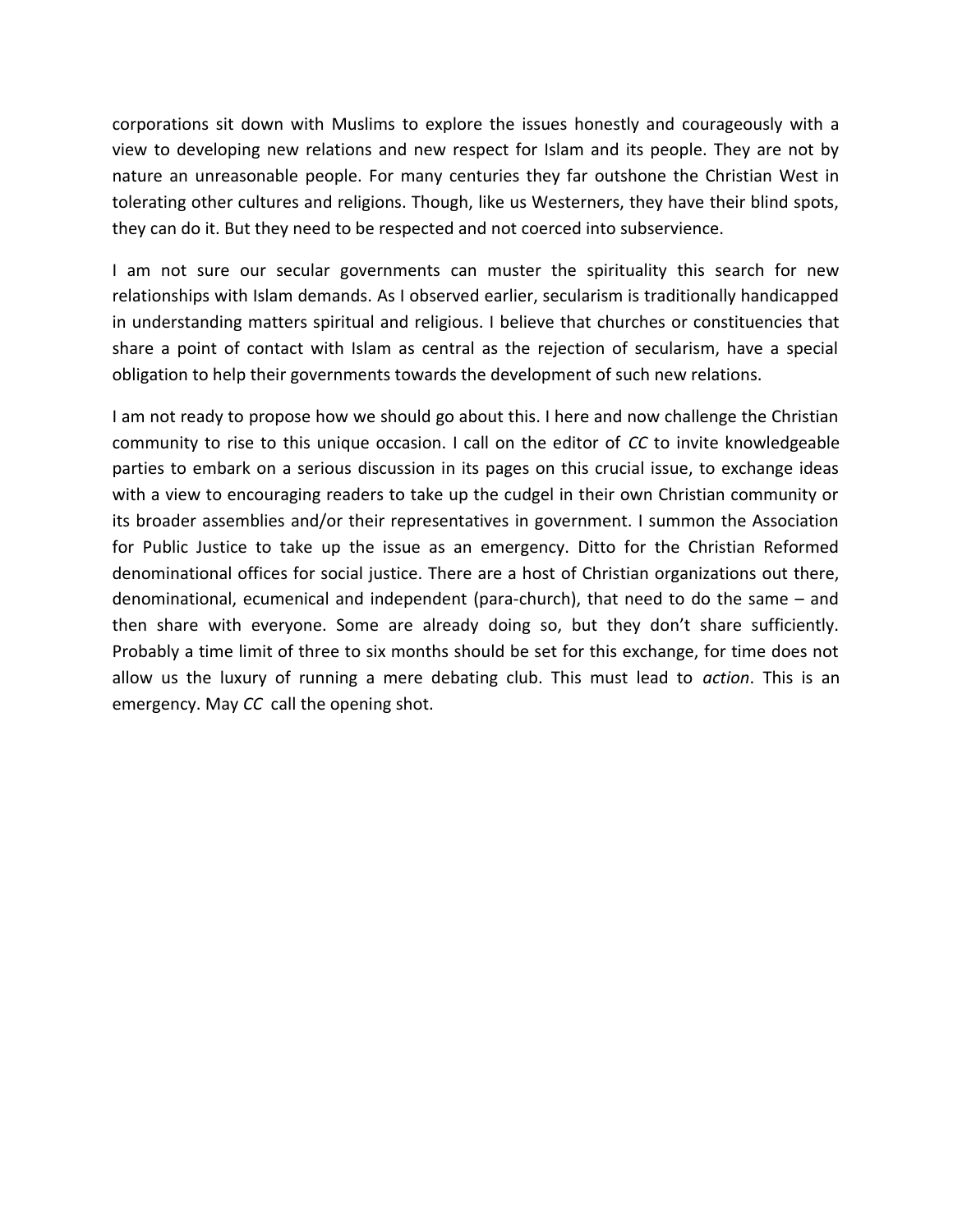corporations sit down with Muslims to explore the issues honestly and courageously with a view to developing new relations and new respect for Islam and its people. They are not by nature an unreasonable people. For many centuries they far outshone the Christian West in tolerating other cultures and religions. Though, like us Westerners, they have their blind spots, they can do it. But they need to be respected and not coerced into subservience.

I am not sure our secular governments can muster the spirituality this search for new relationships with Islam demands. As I observed earlier, secularism is traditionally handicapped in understanding matters spiritual and religious. I believe that churches or constituencies that share a point of contact with Islam as central as the rejection of secularism, have a special obligation to help their governments towards the development of such new relations.

I am not ready to propose how we should go about this. I here and now challenge the Christian community to rise to this unique occasion. I call on the editor of *CC* to invite knowledgeable parties to embark on a serious discussion in its pages on this crucial issue, to exchange ideas with a view to encouraging readers to take up the cudgel in their own Christian community or its broader assemblies and/or their representatives in government. I summon the Association for Public Justice to take up the issue as an emergency. Ditto for the Christian Reformed denominational offices for social justice. There are a host of Christian organizations out there, denominational, ecumenical and independent (para-church), that need to do the same – and then share with everyone. Some are already doing so, but they don't share sufficiently. Probably a time limit of three to six months should be set for this exchange, for time does not allow us the luxury of running a mere debating club. This must lead to *action*. This is an emergency. May *CC* call the opening shot.